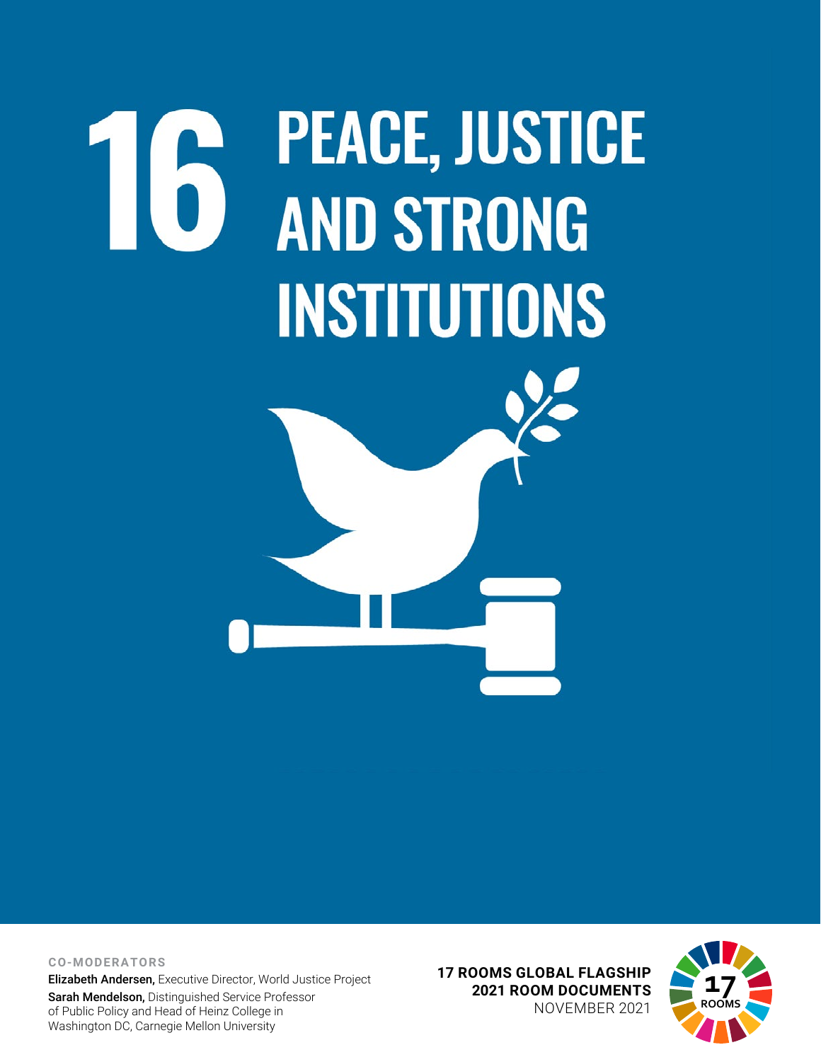# 16 PEACE, JUSTICE AND STRONG INSTITUTIONS

**CO-MODERATORS**

**Elizabeth Andersen,** Executive Director, World Justice Project

**Sarah Mendelson,** Distinguished Service Professor of Public Policy and Head of Heinz College in Washington DC, Carnegie Mellon University

**17 ROOMS GLOBAL FLAGSHIP**
**2021 ROOM DOCUMENTS**
NOVEMBER 2021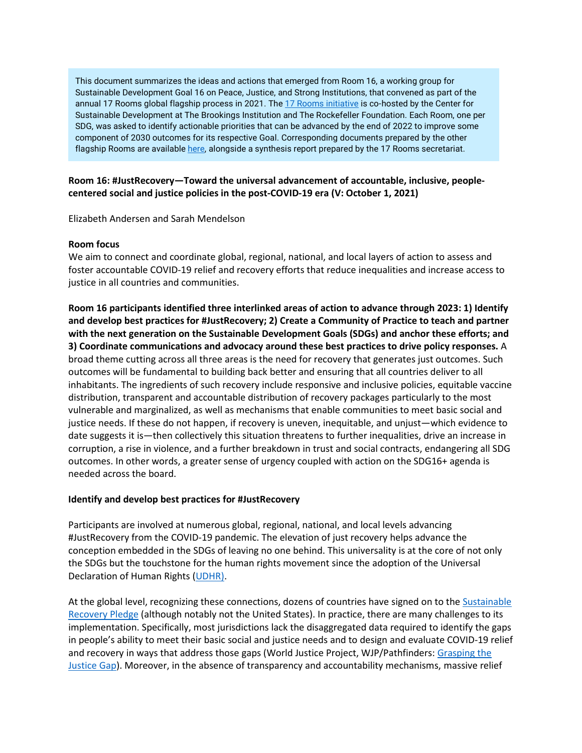This document summarizes the ideas and actions that emerged from Room 16, a working group for Sustainable Development Goal 16 on Peace, Justice, and Strong Institutions, that convened as part of the annual 17 Rooms global flagship process in 2021. The 17 Rooms initiative is co-hosted by the Center for Sustainable Development at The Brookings Institution and The Rockefeller Foundation. Each Room, one per SDG, was asked to identify actionable priorities that can be advanced by the end of 2022 to improve some component of 2030 outcomes for its respective Goal. Corresponding documents prepared by the other flagship Rooms are available here, alongside a synthesis report prepared by the 17 Rooms secretariat.

**Room 16: #JustRecovery—Toward the universal advancement of accountable, inclusive, people-centered social and justice policies in the post-COVID-19 era (V: October 1, 2021)**

Elizabeth Andersen and Sarah Mendelson

**Room focus**

We aim to connect and coordinate global, regional, national, and local layers of action to assess and foster accountable COVID-19 relief and recovery efforts that reduce inequalities and increase access to justice in all countries and communities.

**Room 16 participants identified three interlinked areas of action to advance through 2023: 1) Identify and develop best practices for #JustRecovery; 2) Create a Community of Practice to teach and partner with the next generation on the Sustainable Development Goals (SDGs) and anchor these efforts; and 3) Coordinate communications and advocacy around these best practices to drive policy responses.** A broad theme cutting across all three areas is the need for recovery that generates just outcomes. Such outcomes will be fundamental to building back better and ensuring that all countries deliver to all inhabitants. The ingredients of such recovery include responsive and inclusive policies, equitable vaccine distribution, transparent and accountable distribution of recovery packages particularly to the most vulnerable and marginalized, as well as mechanisms that enable communities to meet basic social and justice needs. If these do not happen, if recovery is uneven, inequitable, and unjust—which evidence to date suggests it is—then collectively this situation threatens to further inequalities, drive an increase in corruption, a rise in violence, and a further breakdown in trust and social contracts, endangering all SDG outcomes. In other words, a greater sense of urgency coupled with action on the SDG16+ agenda is needed across the board.

**Identify and develop best practices for #JustRecovery**

Participants are involved at numerous global, regional, national, and local levels advancing #JustRecovery from the COVID-19 pandemic. The elevation of just recovery helps advance the conception embedded in the SDGs of leaving no one behind. This universality is at the core of not only the SDGs but the touchstone for the human rights movement since the adoption of the Universal Declaration of Human Rights (UDHR).

At the global level, recognizing these connections, dozens of countries have signed on to the Sustainable Recovery Pledge (although notably not the United States). In practice, there are many challenges to its implementation. Specifically, most jurisdictions lack the disaggregated data required to identify the gaps in people's ability to meet their basic social and justice needs and to design and evaluate COVID-19 relief and recovery in ways that address those gaps (World Justice Project, WJP/Pathfinders: Grasping the Justice Gap). Moreover, in the absence of transparency and accountability mechanisms, massive relief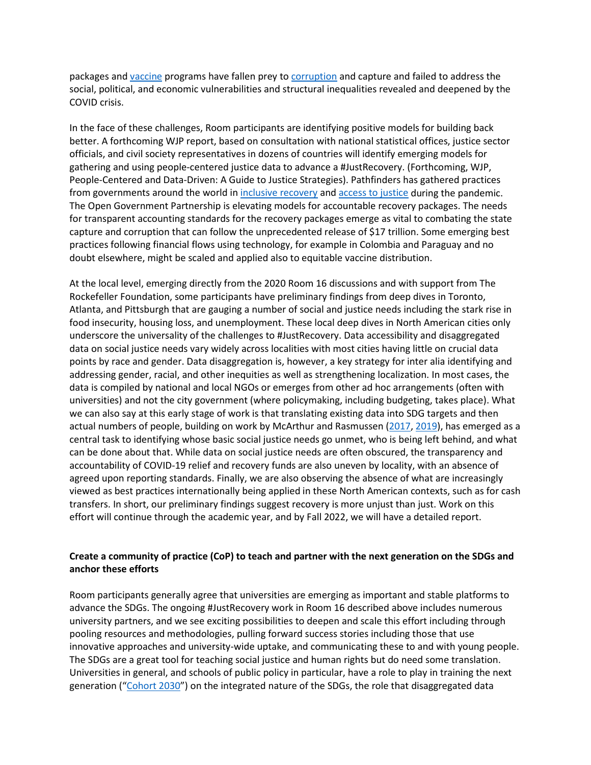packages and vaccine programs have fallen prey to corruption and capture and failed to address the social, political, and economic vulnerabilities and structural inequalities revealed and deepened by the COVID crisis.

In the face of these challenges, Room participants are identifying positive models for building back better. A forthcoming WJP report, based on consultation with national statistical offices, justice sector officials, and civil society representatives in dozens of countries will identify emerging models for gathering and using people-centered justice data to advance a #JustRecovery. (Forthcoming, WJP, People-Centered and Data-Driven: A Guide to Justice Strategies). Pathfinders has gathered practices from governments around the world in inclusive recovery and access to justice during the pandemic. The Open Government Partnership is elevating models for accountable recovery packages. The needs for transparent accounting standards for the recovery packages emerge as vital to combating the state capture and corruption that can follow the unprecedented release of $17 trillion. Some emerging best practices following financial flows using technology, for example in Colombia and Paraguay and no doubt elsewhere, might be scaled and applied also to equitable vaccine distribution.

At the local level, emerging directly from the 2020 Room 16 discussions and with support from The Rockefeller Foundation, some participants have preliminary findings from deep dives in Toronto, Atlanta, and Pittsburgh that are gauging a number of social and justice needs including the stark rise in food insecurity, housing loss, and unemployment. These local deep dives in North American cities only underscore the universality of the challenges to #JustRecovery. Data accessibility and disaggregated data on social justice needs vary widely across localities with most cities having little on crucial data points by race and gender. Data disaggregation is, however, a key strategy for inter alia identifying and addressing gender, racial, and other inequities as well as strengthening localization. In most cases, the data is compiled by national and local NGOs or emerges from other ad hoc arrangements (often with universities) and not the city government (where policymaking, including budgeting, takes place). What we can also say at this early stage of work is that translating existing data into SDG targets and then actual numbers of people, building on work by McArthur and Rasmussen (2017, 2019), has emerged as a central task to identifying whose basic social justice needs go unmet, who is being left behind, and what can be done about that. While data on social justice needs are often obscured, the transparency and accountability of COVID-19 relief and recovery funds are also uneven by locality, with an absence of agreed upon reporting standards. Finally, we are also observing the absence of what are increasingly viewed as best practices internationally being applied in these North American contexts, such as for cash transfers. In short, our preliminary findings suggest recovery is more unjust than just. Work on this effort will continue through the academic year, and by Fall 2022, we will have a detailed report.

**Create a community of practice (CoP) to teach and partner with the next generation on the SDGs and anchor these efforts**

Room participants generally agree that universities are emerging as important and stable platforms to advance the SDGs. The ongoing #JustRecovery work in Room 16 described above includes numerous university partners, and we see exciting possibilities to deepen and scale this effort including through pooling resources and methodologies, pulling forward success stories including those that use innovative approaches and university-wide uptake, and communicating these to and with young people. The SDGs are a great tool for teaching social justice and human rights but do need some translation. Universities in general, and schools of public policy in particular, have a role to play in training the next generation ("Cohort 2030") on the integrated nature of the SDGs, the role that disaggregated data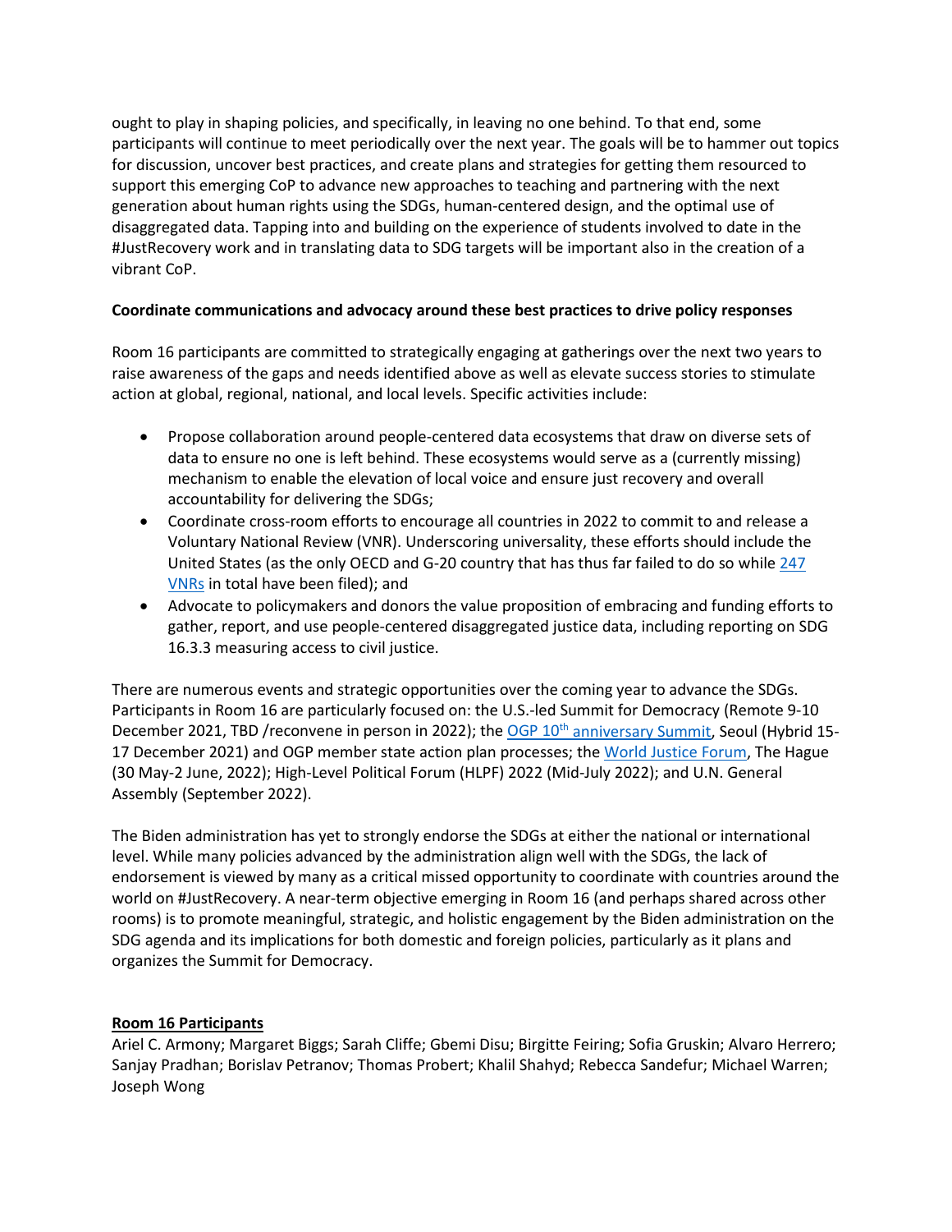ought to play in shaping policies, and specifically, in leaving no one behind. To that end, some participants will continue to meet periodically over the next year. The goals will be to hammer out topics for discussion, uncover best practices, and create plans and strategies for getting them resourced to support this emerging CoP to advance new approaches to teaching and partnering with the next generation about human rights using the SDGs, human-centered design, and the optimal use of disaggregated data. Tapping into and building on the experience of students involved to date in the #JustRecovery work and in translating data to SDG targets will be important also in the creation of a vibrant CoP.

**Coordinate communications and advocacy around these best practices to drive policy responses**

Room 16 participants are committed to strategically engaging at gatherings over the next two years to raise awareness of the gaps and needs identified above as well as elevate success stories to stimulate action at global, regional, national, and local levels. Specific activities include:

- Propose collaboration around people-centered data ecosystems that draw on diverse sets of data to ensure no one is left behind. These ecosystems would serve as a (currently missing) mechanism to enable the elevation of local voice and ensure just recovery and overall accountability for delivering the SDGs;
- Coordinate cross-room efforts to encourage all countries in 2022 to commit to and release a Voluntary National Review (VNR). Underscoring universality, these efforts should include the United States (as the only OECD and G-20 country that has thus far failed to do so while 247 VNRs in total have been filed); and
- Advocate to policymakers and donors the value proposition of embracing and funding efforts to gather, report, and use people-centered disaggregated justice data, including reporting on SDG 16.3.3 measuring access to civil justice.

There are numerous events and strategic opportunities over the coming year to advance the SDGs. Participants in Room 16 are particularly focused on: the U.S.-led Summit for Democracy (Remote 9-10 December 2021, TBD /reconvene in person in 2022); the OGP 10th anniversary Summit, Seoul (Hybrid 15-17 December 2021) and OGP member state action plan processes; the World Justice Forum, The Hague (30 May-2 June, 2022); High-Level Political Forum (HLPF) 2022 (Mid-July 2022); and U.N. General Assembly (September 2022).

The Biden administration has yet to strongly endorse the SDGs at either the national or international level. While many policies advanced by the administration align well with the SDGs, the lack of endorsement is viewed by many as a critical missed opportunity to coordinate with countries around the world on #JustRecovery. A near-term objective emerging in Room 16 (and perhaps shared across other rooms) is to promote meaningful, strategic, and holistic engagement by the Biden administration on the SDG agenda and its implications for both domestic and foreign policies, particularly as it plans and organizes the Summit for Democracy.

**Room 16 Participants**

Ariel C. Armony; Margaret Biggs; Sarah Cliffe; Gbemi Disu; Birgitte Feiring; Sofia Gruskin; Alvaro Herrero; Sanjay Pradhan; Borislav Petranov; Thomas Probert; Khalil Shahyd; Rebecca Sandefur; Michael Warren; Joseph Wong